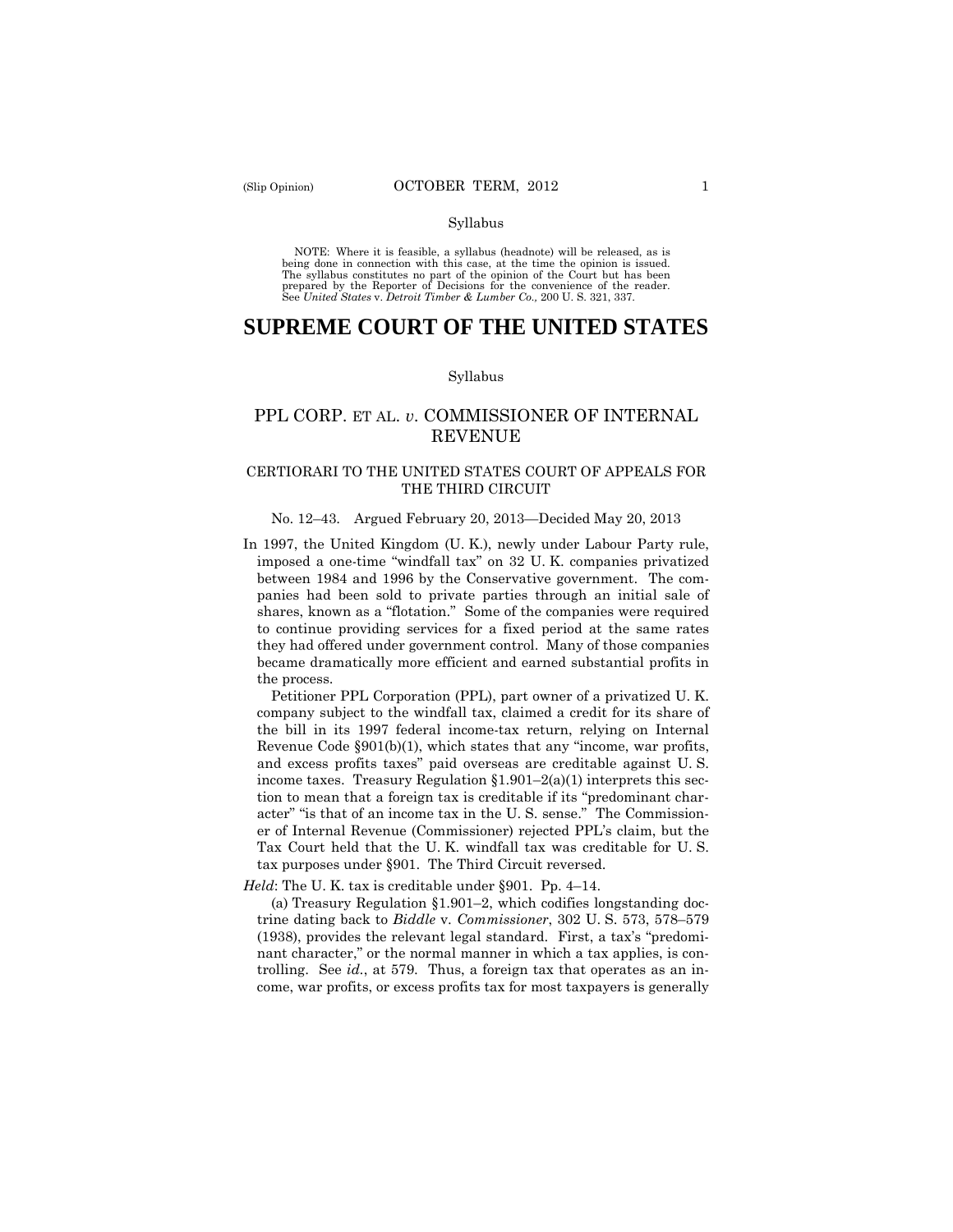Syllabus

NOTE: Where it is feasible, a syllabus (headnote) will be released, as is being done in connection with this case, at the time the opinion is issued. The syllabus constitutes no part of the opinion of the Court but has been prepared by the Reporter of Decisions for the convenience of the reader. See *United States* v. *Detroit Timber & Lumber Co.,* 200 U. S. 321, 337.

# SUPREME COURT OF THE UNITED STATES

Syllabus

## PPL CORP. ET AL. *v*. COMMISSIONER OF INTERNAL REVENUE

### CERTIORARI TO THE UNITED STATES COURT OF APPEALS FOR THE THIRD CIRCUIT

No. 12–43. Argued February 20, 2013—Decided May 20, 2013

In 1997, the United Kingdom (U. K.), newly under Labour Party rule, imposed a one-time "windfall tax" on 32 U. K. companies privatized between 1984 and 1996 by the Conservative government. The companies had been sold to private parties through an initial sale of shares, known as a "flotation." Some of the companies were required to continue providing services for a fixed period at the same rates they had offered under government control. Many of those companies became dramatically more efficient and earned substantial profits in the process.

Petitioner PPL Corporation (PPL), part owner of a privatized U. K. company subject to the windfall tax, claimed a credit for its share of the bill in its 1997 federal income-tax return, relying on Internal Revenue Code §901(b)(1), which states that any "income, war profits, and excess profits taxes" paid overseas are creditable against U. S. income taxes. Treasury Regulation §1.901–2(a)(1) interprets this section to mean that a foreign tax is creditable if its "predominant character" "is that of an income tax in the U. S. sense." The Commissioner of Internal Revenue (Commissioner) rejected PPL's claim, but the Tax Court held that the U. K. windfall tax was creditable for U. S. tax purposes under §901. The Third Circuit reversed.

*Held*: The U. K. tax is creditable under §901. Pp. 4–14.

(a) Treasury Regulation §1.901–2, which codifies longstanding doctrine dating back to *Biddle* v. *Commissioner*, 302 U. S. 573, 578–579 (1938), provides the relevant legal standard. First, a tax's "predominant character," or the normal manner in which a tax applies, is controlling. See *id.*, at 579. Thus, a foreign tax that operates as an income, war profits, or excess profits tax for most taxpayers is generally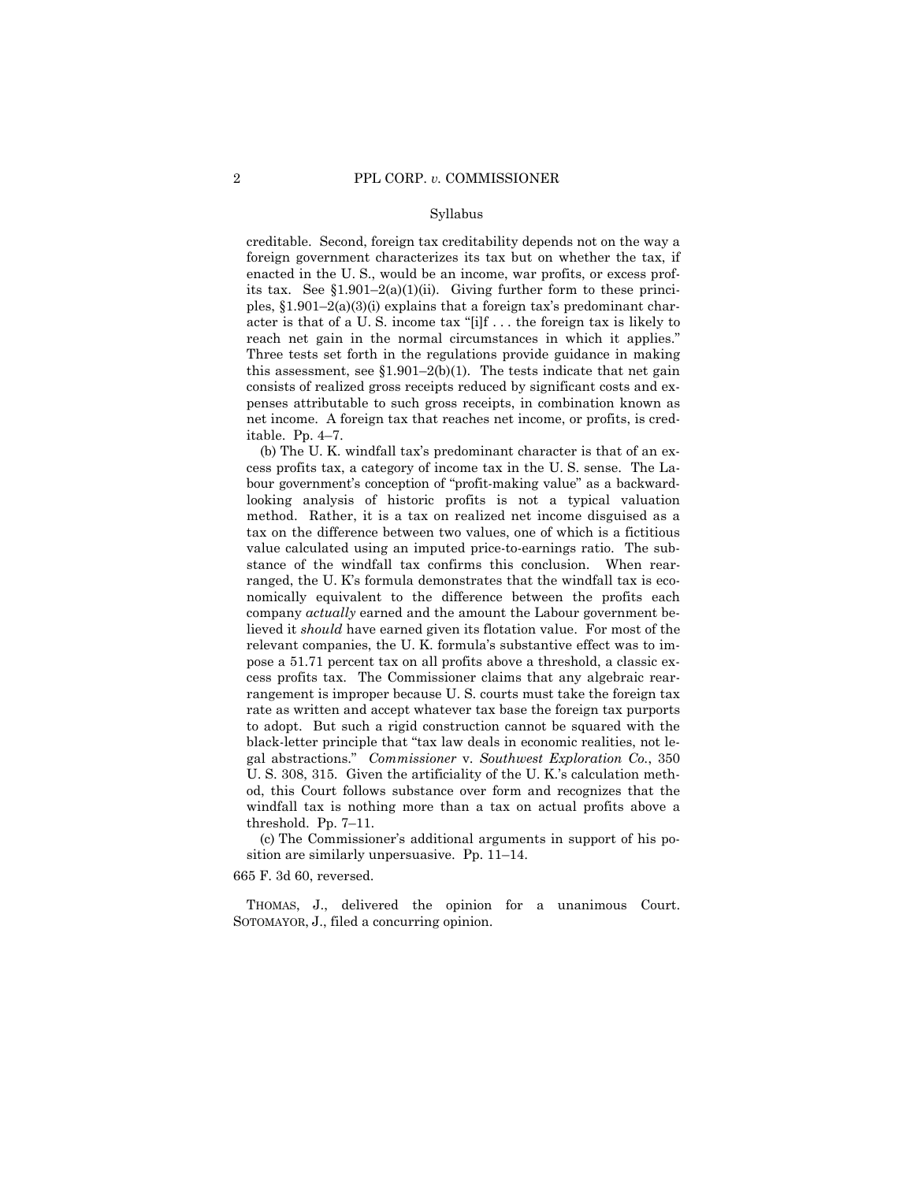creditable. Second, foreign tax creditability depends not on the way a foreign government characterizes its tax but on whether the tax, if enacted in the U. S., would be an income, war profits, or excess profits tax. See §1.901–2(a)(1)(ii). Giving further form to these principles, §1.901–2(a)(3)(i) explains that a foreign tax's predominant character is that of a U. S. income tax "[i]f . . . the foreign tax is likely to reach net gain in the normal circumstances in which it applies." Three tests set forth in the regulations provide guidance in making this assessment, see §1.901–2(b)(1). The tests indicate that net gain consists of realized gross receipts reduced by significant costs and expenses attributable to such gross receipts, in combination known as net income. A foreign tax that reaches net income, or profits, is creditable. Pp. 4–7.

(b) The U. K. windfall tax's predominant character is that of an excess profits tax, a category of income tax in the U. S. sense. The Labour government's conception of "profit-making value" as a backward-looking analysis of historic profits is not a typical valuation method. Rather, it is a tax on realized net income disguised as a tax on the difference between two values, one of which is a fictitious value calculated using an imputed price-to-earnings ratio. The substance of the windfall tax confirms this conclusion. When rearranged, the U. K's formula demonstrates that the windfall tax is economically equivalent to the difference between the profits each company *actually* earned and the amount the Labour government believed it *should* have earned given its flotation value. For most of the relevant companies, the U. K. formula's substantive effect was to impose a 51.71 percent tax on all profits above a threshold, a classic excess profits tax. The Commissioner claims that any algebraic rearrangement is improper because U. S. courts must take the foreign tax rate as written and accept whatever tax base the foreign tax purports to adopt. But such a rigid construction cannot be squared with the black-letter principle that "tax law deals in economic realities, not legal abstractions." *Commissioner* v. *Southwest Exploration Co.*, 350 U. S. 308, 315. Given the artificiality of the U. K.'s calculation method, this Court follows substance over form and recognizes that the windfall tax is nothing more than a tax on actual profits above a threshold. Pp. 7–11.

(c) The Commissioner's additional arguments in support of his position are similarly unpersuasive. Pp. 11–14.

665 F. 3d 60, reversed.

THOMAS, J., delivered the opinion for a unanimous Court. SOTOMAYOR, J., filed a concurring opinion.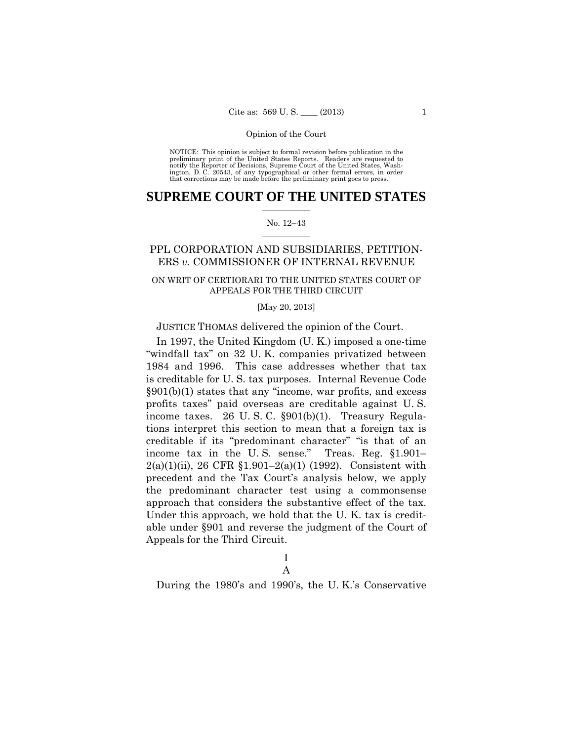NOTICE: This opinion is subject to formal revision before publication in the preliminary print of the United States Reports. Readers are requested to notify the Reporter of Decisions, Supreme Court of the United States, Washington, D. C. 20543, of any typographical or other formal errors, in order that corrections may be made before the preliminary print goes to press.

# SUPREME COURT OF THE UNITED STATES

No. 12–43

## PPL CORPORATION AND SUBSIDIARIES, PETITIONERS *v.* COMMISSIONER OF INTERNAL REVENUE

ON WRIT OF CERTIORARI TO THE UNITED STATES COURT OF APPEALS FOR THE THIRD CIRCUIT

[May 20, 2013]

JUSTICE THOMAS delivered the opinion of the Court.

In 1997, the United Kingdom (U. K.) imposed a one-time "windfall tax" on 32 U. K. companies privatized between 1984 and 1996. This case addresses whether that tax is creditable for U. S. tax purposes. Internal Revenue Code §901(b)(1) states that any "income, war profits, and excess profits taxes" paid overseas are creditable against U. S. income taxes. 26 U. S. C. §901(b)(1). Treasury Regulations interpret this section to mean that a foreign tax is creditable if its "predominant character" "is that of an income tax in the U. S. sense." Treas. Reg. §1.901–2(a)(1)(ii), 26 CFR §1.901–2(a)(1) (1992). Consistent with precedent and the Tax Court's analysis below, we apply the predominant character test using a commonsense approach that considers the substantive effect of the tax. Under this approach, we hold that the U. K. tax is creditable under §901 and reverse the judgment of the Court of Appeals for the Third Circuit.

I

A

During the 1980's and 1990's, the U. K.'s Conservative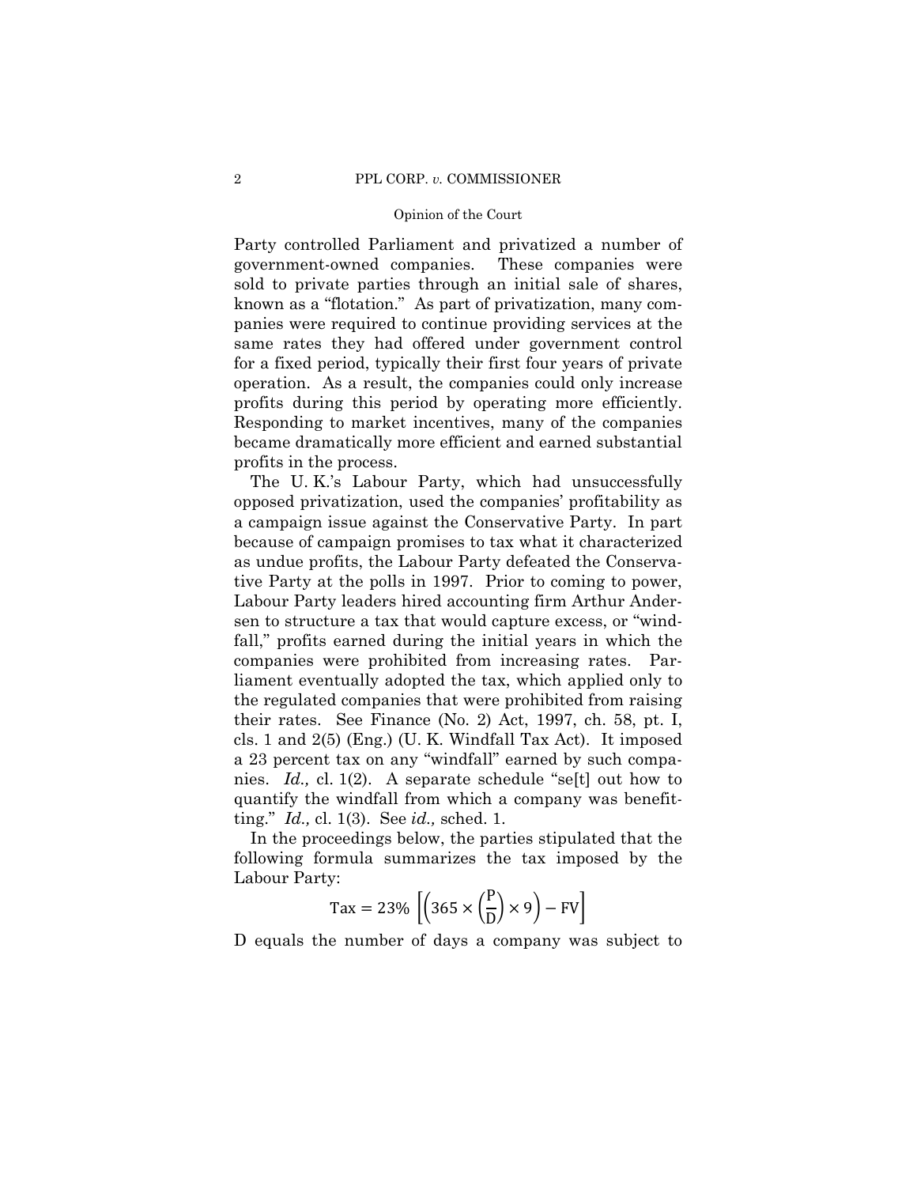Party controlled Parliament and privatized a number of government-owned companies. These companies were sold to private parties through an initial sale of shares, known as a "flotation." As part of privatization, many companies were required to continue providing services at the same rates they had offered under government control for a fixed period, typically their first four years of private operation. As a result, the companies could only increase profits during this period by operating more efficiently. Responding to market incentives, many of the companies became dramatically more efficient and earned substantial profits in the process.

The U. K.'s Labour Party, which had unsuccessfully opposed privatization, used the companies' profitability as a campaign issue against the Conservative Party. In part because of campaign promises to tax what it characterized as undue profits, the Labour Party defeated the Conservative Party at the polls in 1997. Prior to coming to power, Labour Party leaders hired accounting firm Arthur Andersen to structure a tax that would capture excess, or "windfall," profits earned during the initial years in which the companies were prohibited from increasing rates. Parliament eventually adopted the tax, which applied only to the regulated companies that were prohibited from raising their rates. See Finance (No. 2) Act, 1997, ch. 58, pt. I, cls. 1 and 2(5) (Eng.) (U. K. Windfall Tax Act). It imposed a 23 percent tax on any "windfall" earned by such companies. *Id.,* cl. 1(2). A separate schedule "se[t] out how to quantify the windfall from which a company was benefitting." *Id.,* cl. 1(3). See *id.,* sched. 1.

In the proceedings below, the parties stipulated that the following formula summarizes the tax imposed by the Labour Party:

$$\text{Tax} = 23\% \left[\left(365 \times \left(\frac{\text{P}}{\text{D}}\right) \times 9\right) - \text{FV}\right]$$

D equals the number of days a company was subject to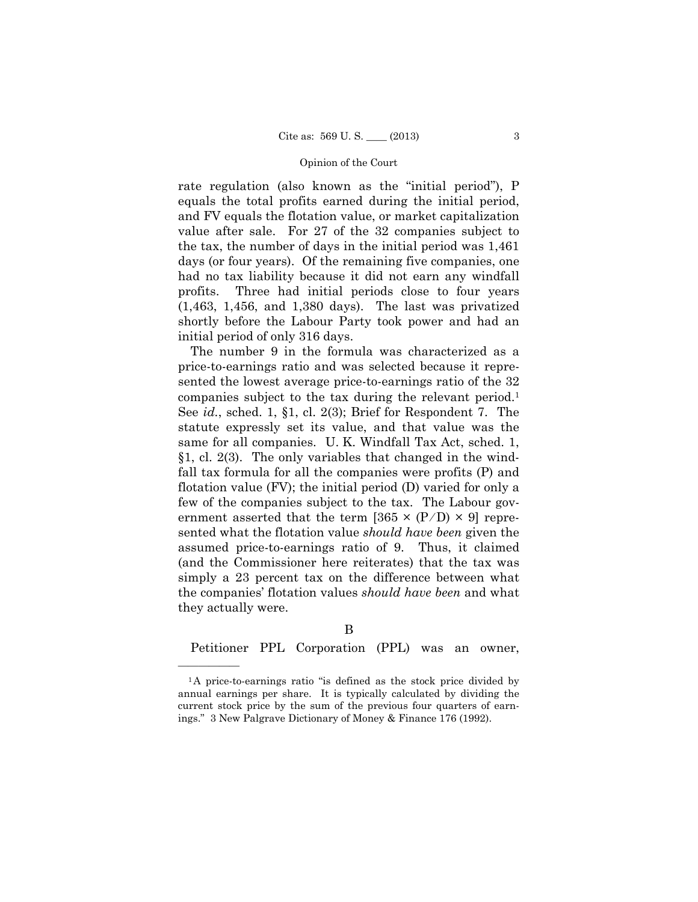rate regulation (also known as the "initial period"), P equals the total profits earned during the initial period, and FV equals the flotation value, or market capitalization value after sale. For 27 of the 32 companies subject to the tax, the number of days in the initial period was 1,461 days (or four years). Of the remaining five companies, one had no tax liability because it did not earn any windfall profits. Three had initial periods close to four years (1,463, 1,456, and 1,380 days). The last was privatized shortly before the Labour Party took power and had an initial period of only 316 days.

The number 9 in the formula was characterized as a price-to-earnings ratio and was selected because it represented the lowest average price-to-earnings ratio of the 32 companies subject to the tax during the relevant period.[1] See *id.*, sched. 1, §1, cl. 2(3); Brief for Respondent 7. The statute expressly set its value, and that value was the same for all companies. U. K. Windfall Tax Act, sched. 1, §1, cl. 2(3). The only variables that changed in the windfall tax formula for all the companies were profits (P) and flotation value (FV); the initial period (D) varied for only a few of the companies subject to the tax. The Labour government asserted that the term $[365 \times (P/D) \times 9]$ represented what the flotation value *should have been* given the assumed price-to-earnings ratio of 9. Thus, it claimed (and the Commissioner here reiterates) that the tax was simply a 23 percent tax on the difference between what the companies' flotation values *should have been* and what they actually were.

### B

Petitioner PPL Corporation (PPL) was an owner,

---

[1] A price-to-earnings ratio "is defined as the stock price divided by annual earnings per share. It is typically calculated by dividing the current stock price by the sum of the previous four quarters of earnings." 3 New Palgrave Dictionary of Money & Finance 176 (1992).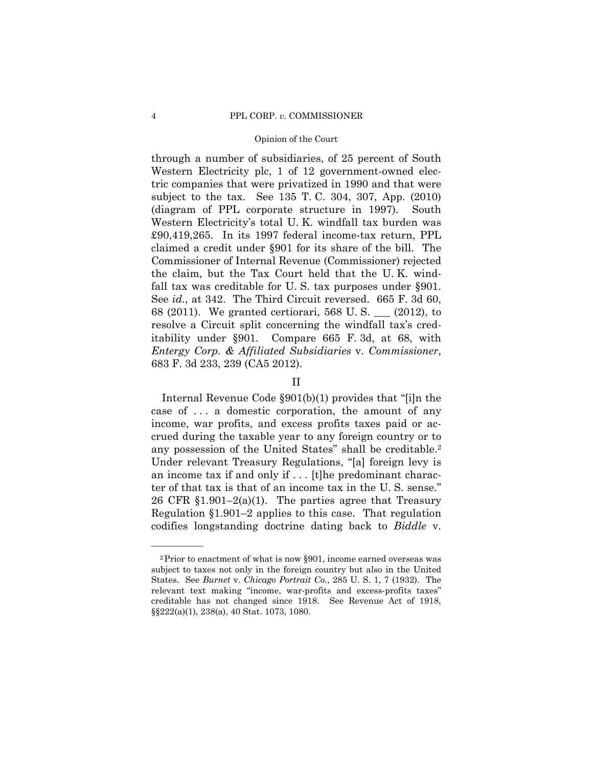through a number of subsidiaries, of 25 percent of South Western Electricity plc, 1 of 12 government-owned electric companies that were privatized in 1990 and that were subject to the tax. See 135 T. C. 304, 307, App. (2010) (diagram of PPL corporate structure in 1997). South Western Electricity's total U. K. windfall tax burden was £90,419,265. In its 1997 federal income-tax return, PPL claimed a credit under §901 for its share of the bill. The Commissioner of Internal Revenue (Commissioner) rejected the claim, but the Tax Court held that the U. K. windfall tax was creditable for U. S. tax purposes under §901. See *id.*, at 342. The Third Circuit reversed. 665 F. 3d 60, 68 (2011). We granted certiorari, 568 U. S. ___ (2012), to resolve a Circuit split concerning the windfall tax's creditability under §901. Compare 665 F. 3d, at 68, with *Entergy Corp. & Affiliated Subsidiaries* v. *Commissioner*, 683 F. 3d 233, 239 (CA5 2012).

## II

Internal Revenue Code §901(b)(1) provides that "[i]n the case of . . . a domestic corporation, the amount of any income, war profits, and excess profits taxes paid or accrued during the taxable year to any foreign country or to any possession of the United States" shall be creditable.[2] Under relevant Treasury Regulations, "[a] foreign levy is an income tax if and only if . . . [t]he predominant character of that tax is that of an income tax in the U. S. sense." 26 CFR §1.901–2(a)(1). The parties agree that Treasury Regulation §1.901–2 applies to this case. That regulation codifies longstanding doctrine dating back to *Biddle* v.

---

[2] Prior to enactment of what is now §901, income earned overseas was subject to taxes not only in the foreign country but also in the United States. See *Burnet* v. *Chicago Portrait Co.*, 285 U. S. 1, 7 (1932). The relevant text making "income, war-profits and excess-profits taxes" creditable has not changed since 1918. See Revenue Act of 1918, §§222(a)(1), 238(a), 40 Stat. 1073, 1080.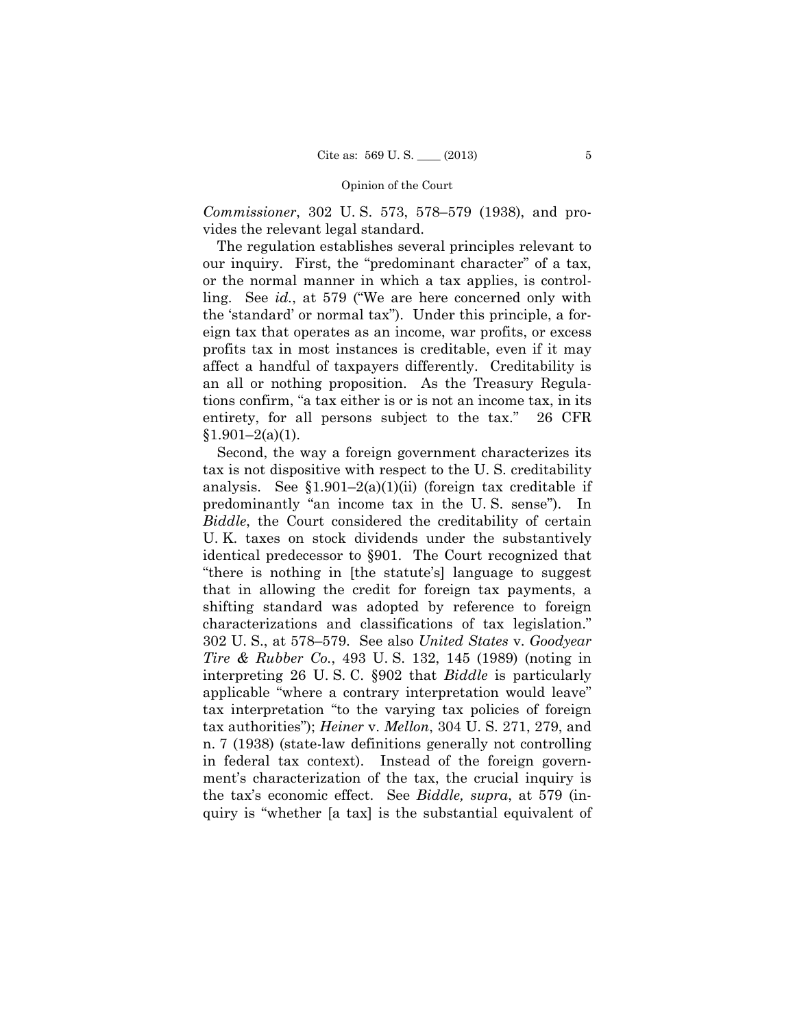*Commissioner*, 302 U. S. 573, 578–579 (1938), and provides the relevant legal standard.

The regulation establishes several principles relevant to our inquiry. First, the "predominant character" of a tax, or the normal manner in which a tax applies, is controlling. See *id.*, at 579 ("We are here concerned only with the 'standard' or normal tax"). Under this principle, a foreign tax that operates as an income, war profits, or excess profits tax in most instances is creditable, even if it may affect a handful of taxpayers differently. Creditability is an all or nothing proposition. As the Treasury Regulations confirm, "a tax either is or is not an income tax, in its entirety, for all persons subject to the tax." 26 CFR §1.901–2(a)(1).

Second, the way a foreign government characterizes its tax is not dispositive with respect to the U. S. creditability analysis. See §1.901–2(a)(1)(ii) (foreign tax creditable if predominantly "an income tax in the U. S. sense"). In *Biddle*, the Court considered the creditability of certain U. K. taxes on stock dividends under the substantively identical predecessor to §901. The Court recognized that "there is nothing in [the statute's] language to suggest that in allowing the credit for foreign tax payments, a shifting standard was adopted by reference to foreign characterizations and classifications of tax legislation." 302 U. S., at 578–579. See also *United States* v. *Goodyear Tire & Rubber Co.*, 493 U. S. 132, 145 (1989) (noting in interpreting 26 U. S. C. §902 that *Biddle* is particularly applicable "where a contrary interpretation would leave" tax interpretation "to the varying tax policies of foreign tax authorities"); *Heiner* v. *Mellon*, 304 U. S. 271, 279, and n. 7 (1938) (state-law definitions generally not controlling in federal tax context). Instead of the foreign government's characterization of the tax, the crucial inquiry is the tax's economic effect. See *Biddle, supra*, at 579 (inquiry is "whether [a tax] is the substantial equivalent of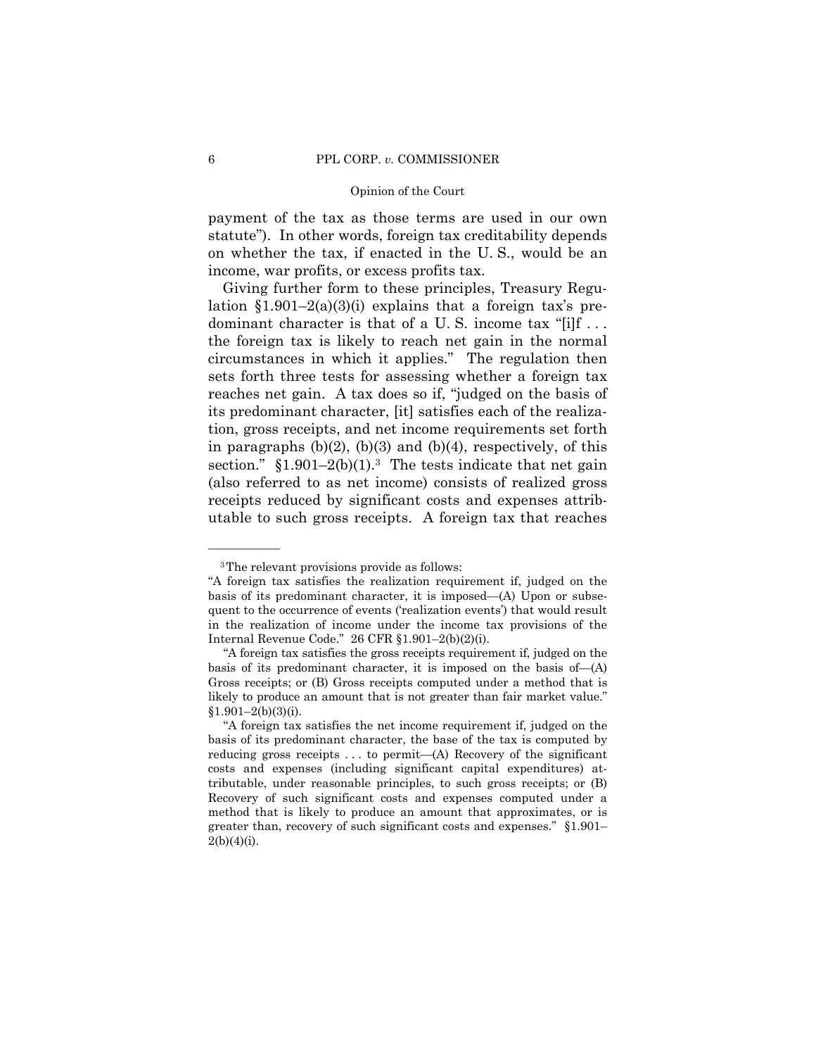payment of the tax as those terms are used in our own statute"). In other words, foreign tax creditability depends on whether the tax, if enacted in the U. S., would be an income, war profits, or excess profits tax.

Giving further form to these principles, Treasury Regulation §1.901–2(a)(3)(i) explains that a foreign tax's predominant character is that of a U. S. income tax "[i]f . . . the foreign tax is likely to reach net gain in the normal circumstances in which it applies." The regulation then sets forth three tests for assessing whether a foreign tax reaches net gain. A tax does so if, "judged on the basis of its predominant character, [it] satisfies each of the realization, gross receipts, and net income requirements set forth in paragraphs (b)(2), (b)(3) and (b)(4), respectively, of this section." §1.901–2(b)(1).[3] The tests indicate that net gain (also referred to as net income) consists of realized gross receipts reduced by significant costs and expenses attributable to such gross receipts. A foreign tax that reaches

---

[3] The relevant provisions provide as follows:

"A foreign tax satisfies the realization requirement if, judged on the basis of its predominant character, it is imposed—(A) Upon or subsequent to the occurrence of events ('realization events') that would result in the realization of income under the income tax provisions of the Internal Revenue Code." 26 CFR §1.901–2(b)(2)(i).

"A foreign tax satisfies the gross receipts requirement if, judged on the basis of its predominant character, it is imposed on the basis of—(A) Gross receipts; or (B) Gross receipts computed under a method that is likely to produce an amount that is not greater than fair market value." §1.901–2(b)(3)(i).

"A foreign tax satisfies the net income requirement if, judged on the basis of its predominant character, the base of the tax is computed by reducing gross receipts . . . to permit—(A) Recovery of the significant costs and expenses (including significant capital expenditures) attributable, under reasonable principles, to such gross receipts; or (B) Recovery of such significant costs and expenses computed under a method that is likely to produce an amount that approximates, or is greater than, recovery of such significant costs and expenses." §1.901–2(b)(4)(i).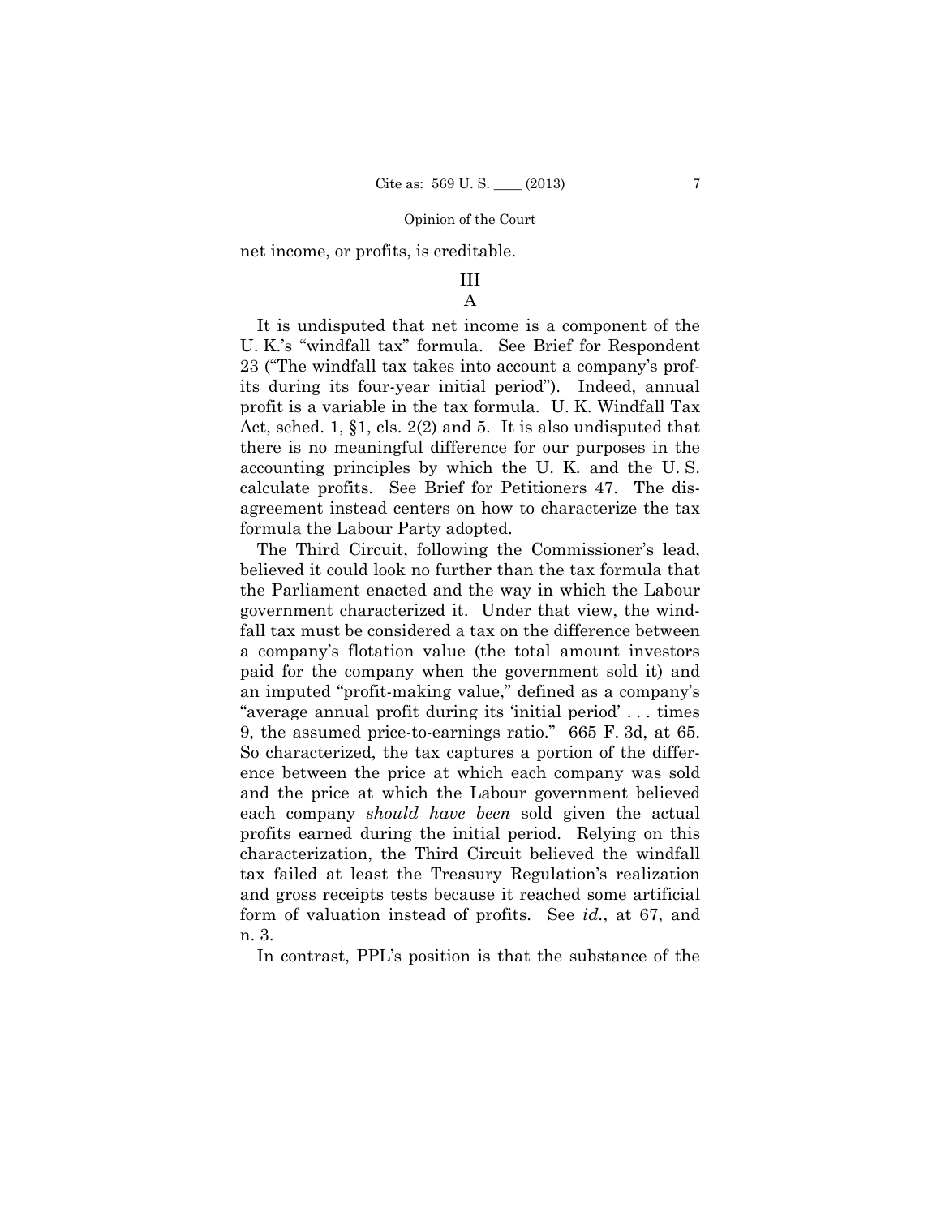net income, or profits, is creditable.

## III

### A

It is undisputed that net income is a component of the U. K.'s "windfall tax" formula. See Brief for Respondent 23 ("The windfall tax takes into account a company's profits during its four-year initial period"). Indeed, annual profit is a variable in the tax formula. U. K. Windfall Tax Act, sched. 1, §1, cls. 2(2) and 5. It is also undisputed that there is no meaningful difference for our purposes in the accounting principles by which the U. K. and the U. S. calculate profits. See Brief for Petitioners 47. The disagreement instead centers on how to characterize the tax formula the Labour Party adopted.

The Third Circuit, following the Commissioner's lead, believed it could look no further than the tax formula that the Parliament enacted and the way in which the Labour government characterized it. Under that view, the windfall tax must be considered a tax on the difference between a company's flotation value (the total amount investors paid for the company when the government sold it) and an imputed "profit-making value," defined as a company's "average annual profit during its 'initial period' . . . times 9, the assumed price-to-earnings ratio." 665 F. 3d, at 65. So characterized, the tax captures a portion of the difference between the price at which each company was sold and the price at which the Labour government believed each company *should have been* sold given the actual profits earned during the initial period. Relying on this characterization, the Third Circuit believed the windfall tax failed at least the Treasury Regulation's realization and gross receipts tests because it reached some artificial form of valuation instead of profits. See *id.*, at 67, and n. 3.

In contrast, PPL's position is that the substance of the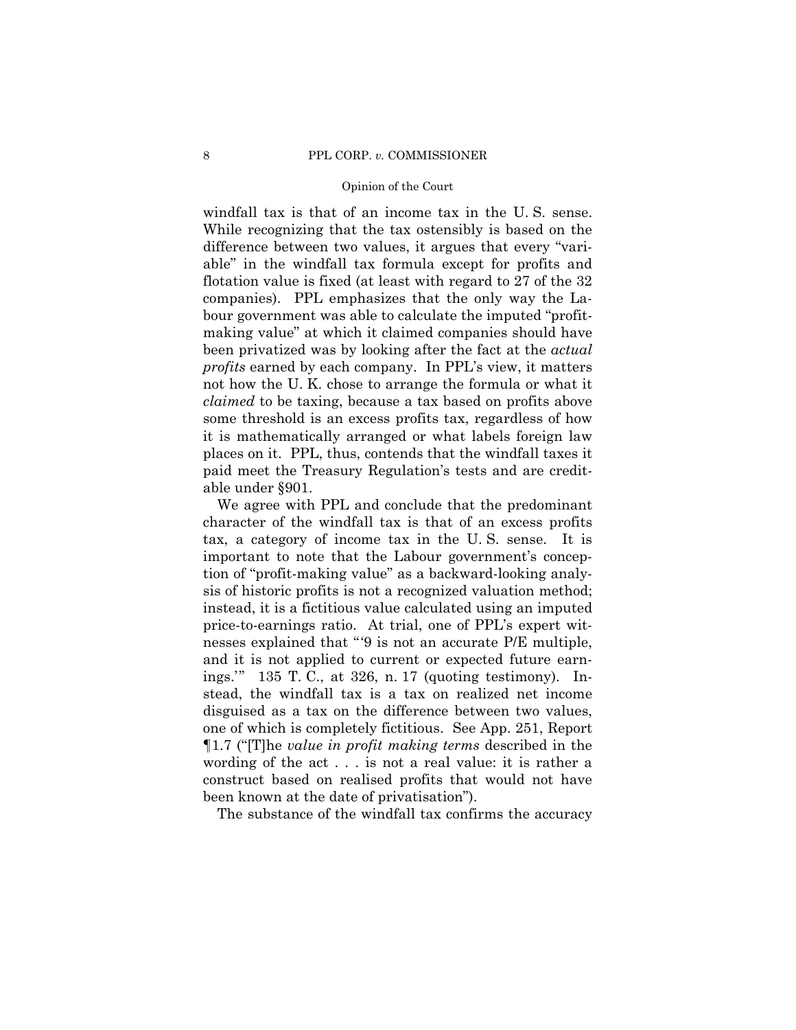windfall tax is that of an income tax in the U. S. sense. While recognizing that the tax ostensibly is based on the difference between two values, it argues that every "variable" in the windfall tax formula except for profits and flotation value is fixed (at least with regard to 27 of the 32 companies). PPL emphasizes that the only way the Labour government was able to calculate the imputed "profit-making value" at which it claimed companies should have been privatized was by looking after the fact at the *actual profits* earned by each company. In PPL's view, it matters not how the U. K. chose to arrange the formula or what it *claimed* to be taxing, because a tax based on profits above some threshold is an excess profits tax, regardless of how it is mathematically arranged or what labels foreign law places on it. PPL, thus, contends that the windfall taxes it paid meet the Treasury Regulation's tests and are creditable under §901.

We agree with PPL and conclude that the predominant character of the windfall tax is that of an excess profits tax, a category of income tax in the U. S. sense. It is important to note that the Labour government's conception of "profit-making value" as a backward-looking analysis of historic profits is not a recognized valuation method; instead, it is a fictitious value calculated using an imputed price-to-earnings ratio. At trial, one of PPL's expert witnesses explained that "'9 is not an accurate P/E multiple, and it is not applied to current or expected future earnings.'" 135 T. C., at 326, n. 17 (quoting testimony). Instead, the windfall tax is a tax on realized net income disguised as a tax on the difference between two values, one of which is completely fictitious. See App. 251, Report ¶1.7 ("[T]he *value in profit making terms* described in the wording of the act . . . is not a real value: it is rather a construct based on realised profits that would not have been known at the date of privatisation").

The substance of the windfall tax confirms the accuracy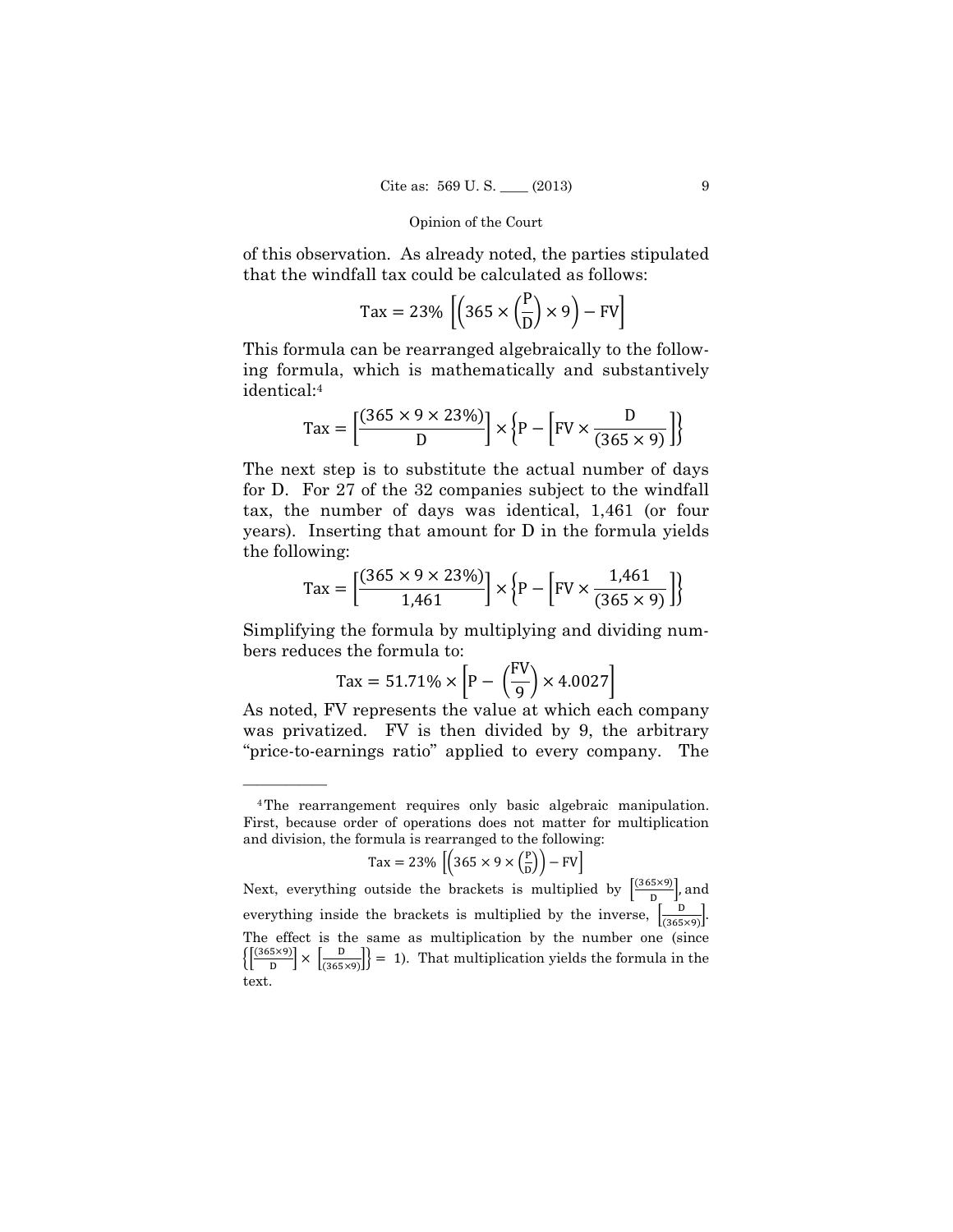of this observation. As already noted, the parties stipulated that the windfall tax could be calculated as follows:

$$\text{Tax} = 23\% \left[\left(365 \times \left(\frac{\text{P}}{\text{D}}\right) \times 9\right) - \text{FV}\right]$$

This formula can be rearranged algebraically to the following formula, which is mathematically and substantively identical:[4]

$$\text{Tax} = \left[\frac{(365 \times 9 \times 23\%)}{\text{D}}\right] \times \left\{\text{P} - \left[\text{FV} \times \frac{\text{D}}{(365 \times 9)}\right]\right\}$$

The next step is to substitute the actual number of days for D. For 27 of the 32 companies subject to the windfall tax, the number of days was identical, 1,461 (or four years). Inserting that amount for D in the formula yields the following:

$$\text{Tax} = \left[\frac{(365 \times 9 \times 23\%)}{1{,}461}\right] \times \left\{\text{P} - \left[\text{FV} \times \frac{1{,}461}{(365 \times 9)}\right]\right\}$$

Simplifying the formula by multiplying and dividing numbers reduces the formula to:

$$\text{Tax} = 51.71\% \times \left[\text{P} - \left(\frac{\text{FV}}{9}\right) \times 4.0027\right]$$

As noted, FV represents the value at which each company was privatized. FV is then divided by 9, the arbitrary "price-to-earnings ratio" applied to every company. The

---

[4] The rearrangement requires only basic algebraic manipulation. First, because order of operations does not matter for multiplication and division, the formula is rearranged to the following:

$$\text{Tax} = 23\% \left[\left(365 \times 9 \times \left(\frac{\text{P}}{\text{D}}\right)\right) - \text{FV}\right]$$

Next, everything outside the brackets is multiplied by $\left[\frac{(365 \times 9)}{\text{D}}\right]$, and everything inside the brackets is multiplied by the inverse, $\left[\frac{\text{D}}{(365 \times 9)}\right]$. The effect is the same as multiplication by the number one (since $\left\{\left[\frac{(365 \times 9)}{\text{D}}\right] \times \left[\frac{\text{D}}{(365 \times 9)}\right]\right\} = 1$). That multiplication yields the formula in the text.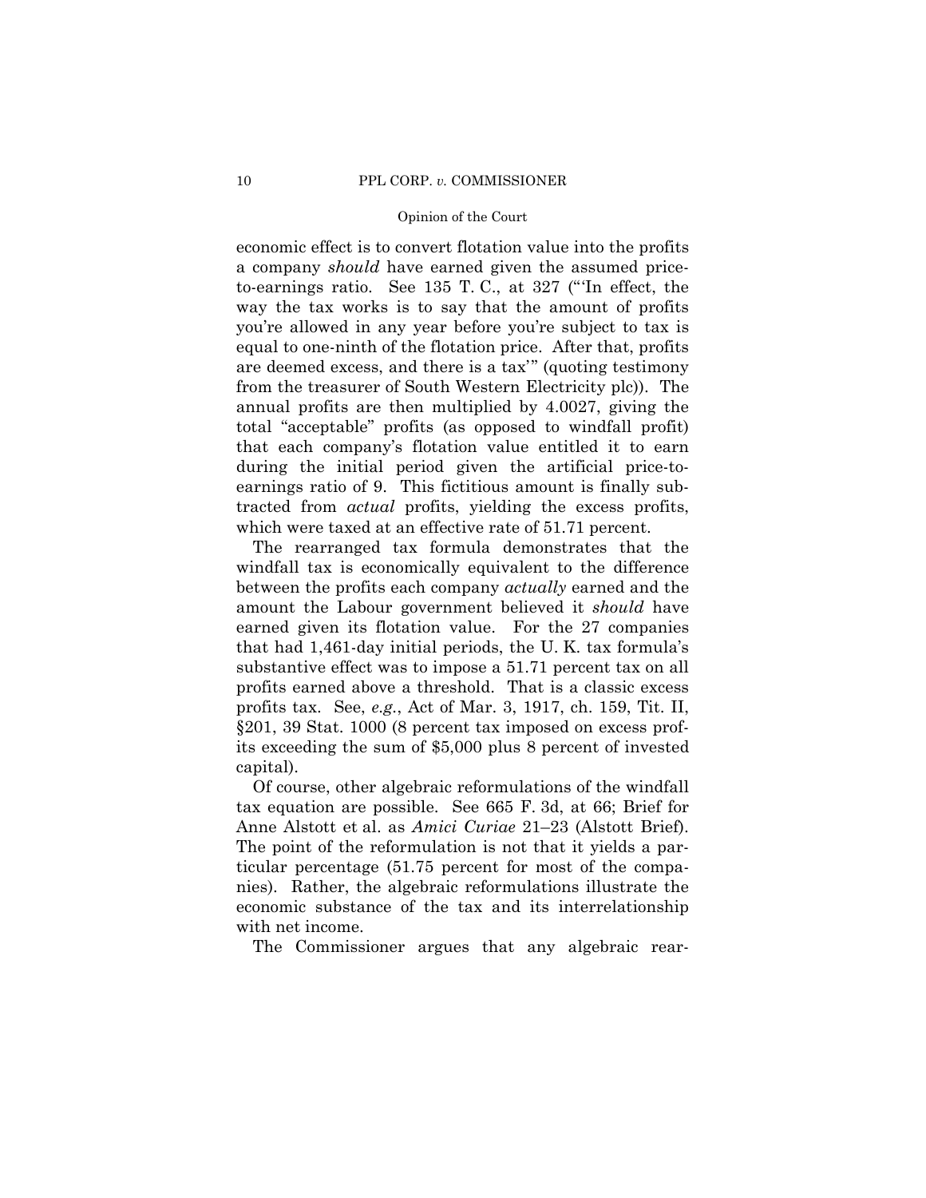economic effect is to convert flotation value into the profits a company *should* have earned given the assumed price-to-earnings ratio. See 135 T. C., at 327 ("'In effect, the way the tax works is to say that the amount of profits you're allowed in any year before you're subject to tax is equal to one-ninth of the flotation price. After that, profits are deemed excess, and there is a tax'" (quoting testimony from the treasurer of South Western Electricity plc)). The annual profits are then multiplied by 4.0027, giving the total "acceptable" profits (as opposed to windfall profit) that each company's flotation value entitled it to earn during the initial period given the artificial price-to-earnings ratio of 9. This fictitious amount is finally subtracted from *actual* profits, yielding the excess profits, which were taxed at an effective rate of 51.71 percent.

The rearranged tax formula demonstrates that the windfall tax is economically equivalent to the difference between the profits each company *actually* earned and the amount the Labour government believed it *should* have earned given its flotation value. For the 27 companies that had 1,461-day initial periods, the U. K. tax formula's substantive effect was to impose a 51.71 percent tax on all profits earned above a threshold. That is a classic excess profits tax. See, *e.g.*, Act of Mar. 3, 1917, ch. 159, Tit. II, §201, 39 Stat. 1000 (8 percent tax imposed on excess profits exceeding the sum of $5,000 plus 8 percent of invested capital).

Of course, other algebraic reformulations of the windfall tax equation are possible. See 665 F. 3d, at 66; Brief for Anne Alstott et al. as *Amici Curiae* 21–23 (Alstott Brief). The point of the reformulation is not that it yields a particular percentage (51.75 percent for most of the companies). Rather, the algebraic reformulations illustrate the economic substance of the tax and its interrelationship with net income.

The Commissioner argues that any algebraic rear-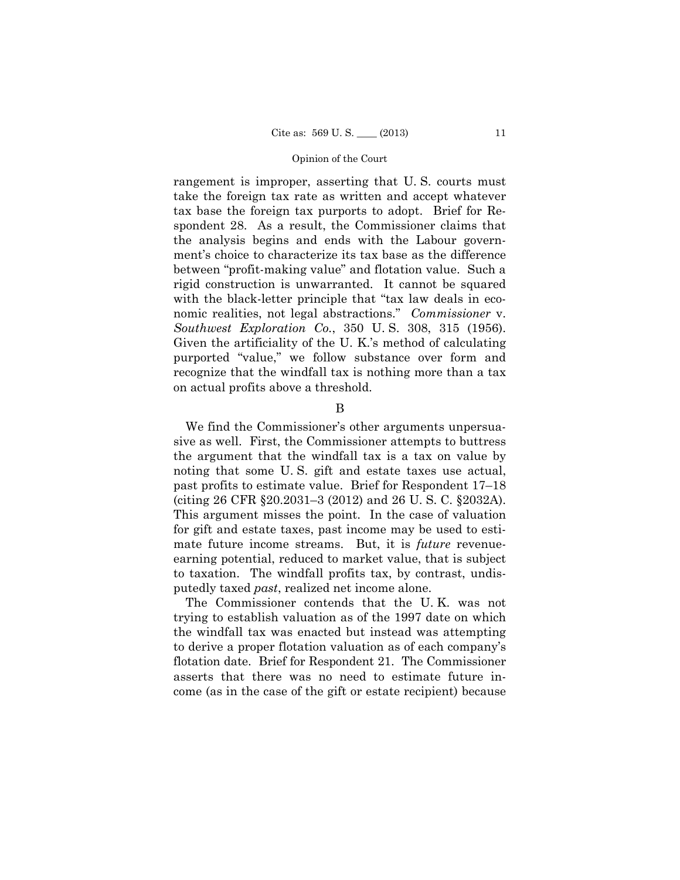rangement is improper, asserting that U. S. courts must take the foreign tax rate as written and accept whatever tax base the foreign tax purports to adopt. Brief for Respondent 28. As a result, the Commissioner claims that the analysis begins and ends with the Labour government's choice to characterize its tax base as the difference between "profit-making value" and flotation value. Such a rigid construction is unwarranted. It cannot be squared with the black-letter principle that "tax law deals in economic realities, not legal abstractions." *Commissioner* v. *Southwest Exploration Co.*, 350 U. S. 308, 315 (1956). Given the artificiality of the U. K.'s method of calculating purported "value," we follow substance over form and recognize that the windfall tax is nothing more than a tax on actual profits above a threshold.

B

We find the Commissioner's other arguments unpersuasive as well. First, the Commissioner attempts to buttress the argument that the windfall tax is a tax on value by noting that some U. S. gift and estate taxes use actual, past profits to estimate value. Brief for Respondent 17–18 (citing 26 CFR §20.2031–3 (2012) and 26 U. S. C. §2032A). This argument misses the point. In the case of valuation for gift and estate taxes, past income may be used to estimate future income streams. But, it is *future* revenue-earning potential, reduced to market value, that is subject to taxation. The windfall profits tax, by contrast, undisputedly taxed *past*, realized net income alone.

The Commissioner contends that the U. K. was not trying to establish valuation as of the 1997 date on which the windfall tax was enacted but instead was attempting to derive a proper flotation valuation as of each company's flotation date. Brief for Respondent 21. The Commissioner asserts that there was no need to estimate future income (as in the case of the gift or estate recipient) because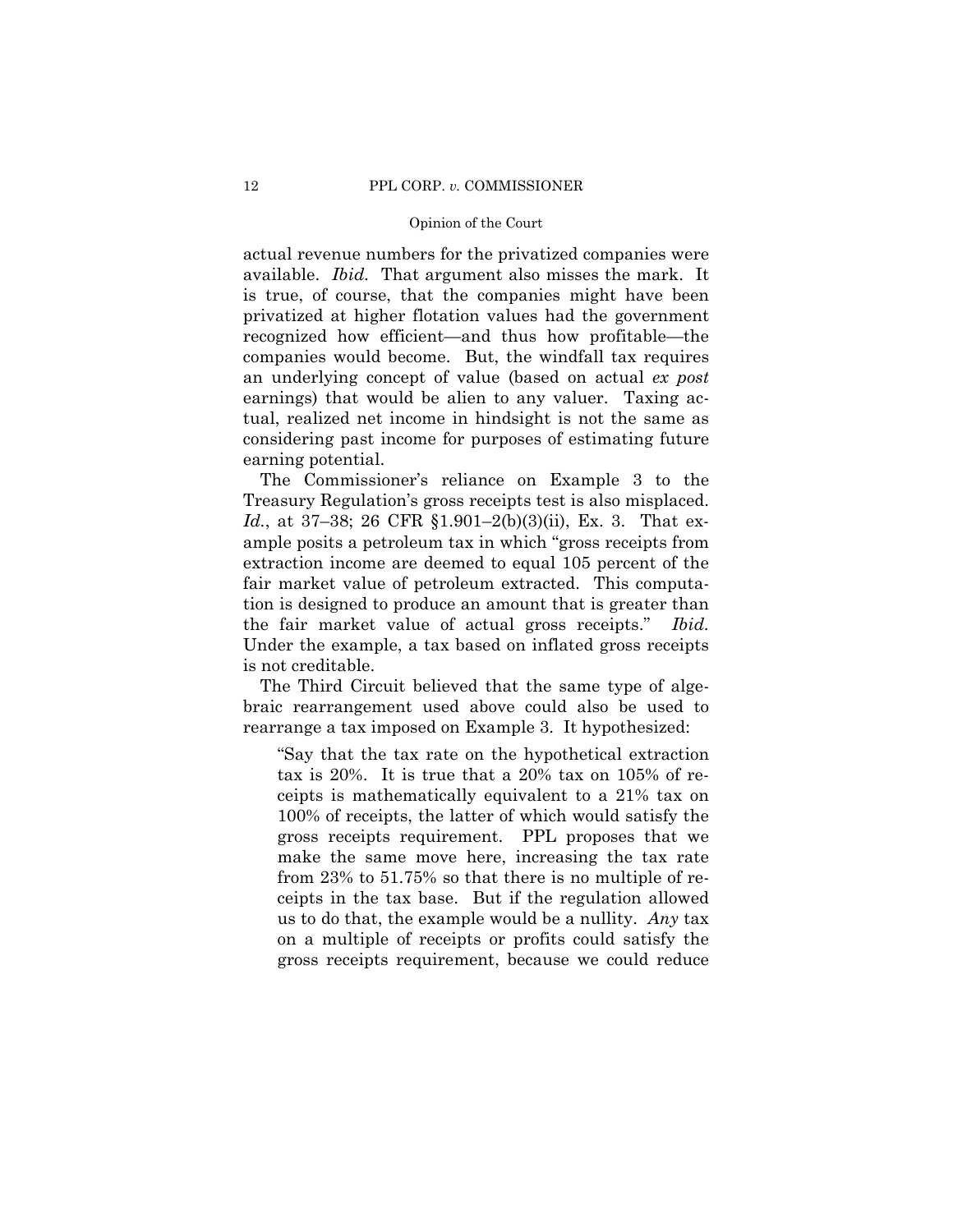actual revenue numbers for the privatized companies were available. *Ibid.* That argument also misses the mark. It is true, of course, that the companies might have been privatized at higher flotation values had the government recognized how efficient—and thus how profitable—the companies would become. But, the windfall tax requires an underlying concept of value (based on actual *ex post* earnings) that would be alien to any valuer. Taxing actual, realized net income in hindsight is not the same as considering past income for purposes of estimating future earning potential.

The Commissioner's reliance on Example 3 to the Treasury Regulation's gross receipts test is also misplaced. *Id.*, at 37–38; 26 CFR §1.901–2(b)(3)(ii), Ex. 3. That example posits a petroleum tax in which "gross receipts from extraction income are deemed to equal 105 percent of the fair market value of petroleum extracted. This computation is designed to produce an amount that is greater than the fair market value of actual gross receipts." *Ibid.* Under the example, a tax based on inflated gross receipts is not creditable.

The Third Circuit believed that the same type of algebraic rearrangement used above could also be used to rearrange a tax imposed on Example 3. It hypothesized:

> "Say that the tax rate on the hypothetical extraction tax is 20%. It is true that a 20% tax on 105% of receipts is mathematically equivalent to a 21% tax on 100% of receipts, the latter of which would satisfy the gross receipts requirement. PPL proposes that we make the same move here, increasing the tax rate from 23% to 51.75% so that there is no multiple of receipts in the tax base. But if the regulation allowed us to do that, the example would be a nullity. *Any* tax on a multiple of receipts or profits could satisfy the gross receipts requirement, because we could reduce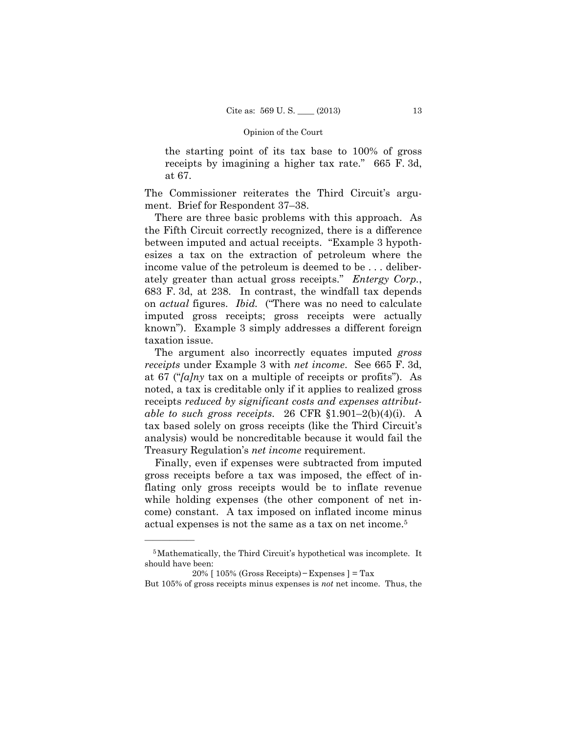the starting point of its tax base to 100% of gross receipts by imagining a higher tax rate." 665 F. 3d, at 67.

The Commissioner reiterates the Third Circuit's argument. Brief for Respondent 37–38.

There are three basic problems with this approach. As the Fifth Circuit correctly recognized, there is a difference between imputed and actual receipts. "Example 3 hypothesizes a tax on the extraction of petroleum where the income value of the petroleum is deemed to be . . . deliberately greater than actual gross receipts." *Entergy Corp.*, 683 F. 3d, at 238. In contrast, the windfall tax depends on *actual* figures. *Ibid.* ("There was no need to calculate imputed gross receipts; gross receipts were actually known"). Example 3 simply addresses a different foreign taxation issue.

The argument also incorrectly equates imputed *gross receipts* under Example 3 with *net income*. See 665 F. 3d, at 67 ("*[a]ny* tax on a multiple of receipts or profits"). As noted, a tax is creditable only if it applies to realized gross receipts *reduced by significant costs and expenses attributable to such gross receipts*. 26 CFR §1.901–2(b)(4)(i). A tax based solely on gross receipts (like the Third Circuit's analysis) would be noncreditable because it would fail the Treasury Regulation's *net income* requirement.

Finally, even if expenses were subtracted from imputed gross receipts before a tax was imposed, the effect of inflating only gross receipts would be to inflate revenue while holding expenses (the other component of net income) constant. A tax imposed on inflated income minus actual expenses is not the same as a tax on net income.[5]

---

[5] Mathematically, the Third Circuit's hypothetical was incomplete. It should have been:

$$20\% \text{ [ } 105\% \text{ (Gross Receipts)} - \text{Expenses ] } = \text{Tax}$$

But 105% of gross receipts minus expenses is *not* net income. Thus, the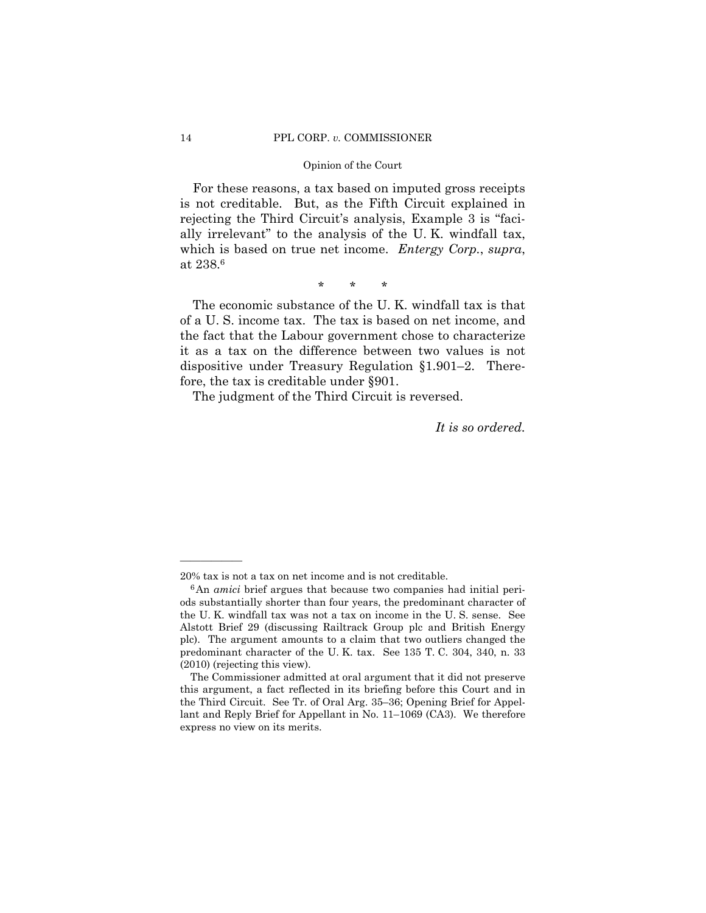For these reasons, a tax based on imputed gross receipts is not creditable. But, as the Fifth Circuit explained in rejecting the Third Circuit's analysis, Example 3 is "facially irrelevant" to the analysis of the U. K. windfall tax, which is based on true net income. *Entergy Corp.*, *supra*, at 238.[6]

\* \* \*

The economic substance of the U. K. windfall tax is that of a U. S. income tax. The tax is based on net income, and the fact that the Labour government chose to characterize it as a tax on the difference between two values is not dispositive under Treasury Regulation §1.901–2. Therefore, the tax is creditable under §901.

The judgment of the Third Circuit is reversed.

*It is so ordered.*

---

20% tax is not a tax on net income and is not creditable.

[6] An *amici* brief argues that because two companies had initial periods substantially shorter than four years, the predominant character of the U. K. windfall tax was not a tax on income in the U. S. sense. See Alstott Brief 29 (discussing Railtrack Group plc and British Energy plc). The argument amounts to a claim that two outliers changed the predominant character of the U. K. tax. See 135 T. C. 304, 340, n. 33 (2010) (rejecting this view).

The Commissioner admitted at oral argument that it did not preserve this argument, a fact reflected in its briefing before this Court and in the Third Circuit. See Tr. of Oral Arg. 35–36; Opening Brief for Appellant and Reply Brief for Appellant in No. 11–1069 (CA3). We therefore express no view on its merits.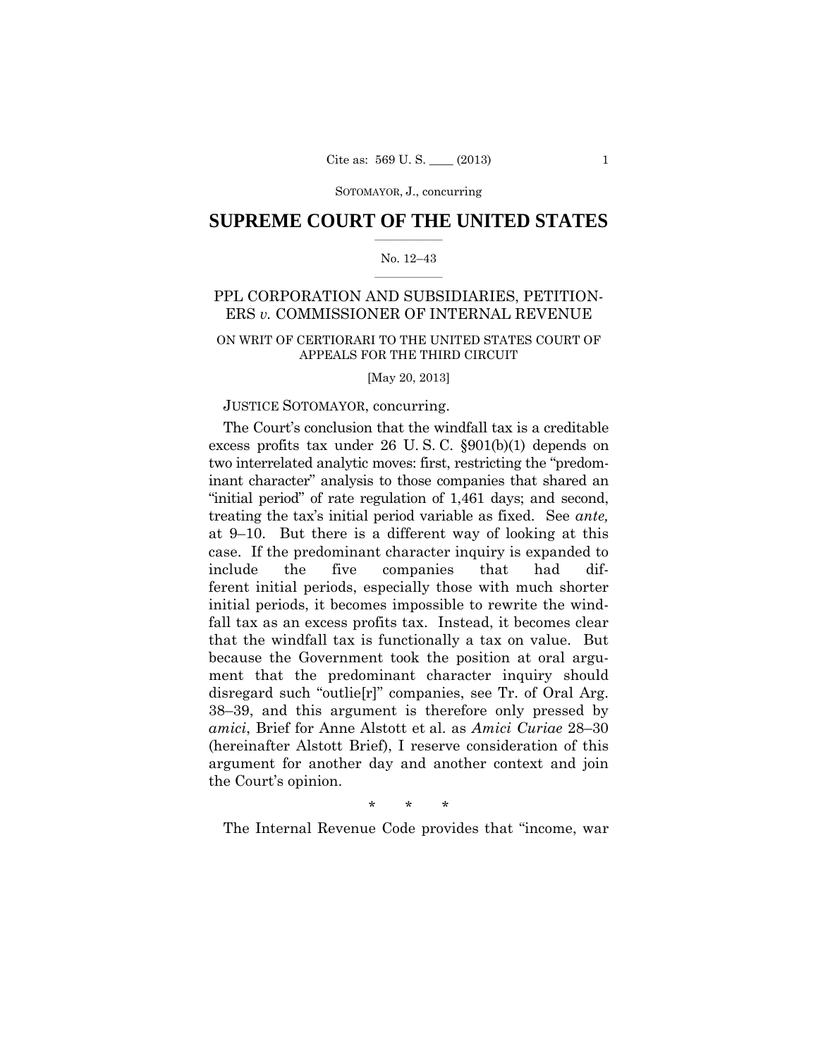# SUPREME COURT OF THE UNITED STATES

No. 12–43

PPL CORPORATION AND SUBSIDIARIES, PETITIONERS *v.* COMMISSIONER OF INTERNAL REVENUE

ON WRIT OF CERTIORARI TO THE UNITED STATES COURT OF APPEALS FOR THE THIRD CIRCUIT

[May 20, 2013]

JUSTICE SOTOMAYOR, concurring.

The Court's conclusion that the windfall tax is a creditable excess profits tax under 26 U. S. C. §901(b)(1) depends on two interrelated analytic moves: first, restricting the "predominant character" analysis to those companies that shared an "initial period" of rate regulation of 1,461 days; and second, treating the tax's initial period variable as fixed. See *ante,* at 9–10. But there is a different way of looking at this case. If the predominant character inquiry is expanded to include the five companies that had different initial periods, especially those with much shorter initial periods, it becomes impossible to rewrite the windfall tax as an excess profits tax. Instead, it becomes clear that the windfall tax is functionally a tax on value. But because the Government took the position at oral argument that the predominant character inquiry should disregard such "outlie[r]" companies, see Tr. of Oral Arg. 38–39, and this argument is therefore only pressed by *amici*, Brief for Anne Alstott et al. as *Amici Curiae* 28–30 (hereinafter Alstott Brief), I reserve consideration of this argument for another day and another context and join the Court's opinion.

\* \* \*

The Internal Revenue Code provides that "income, war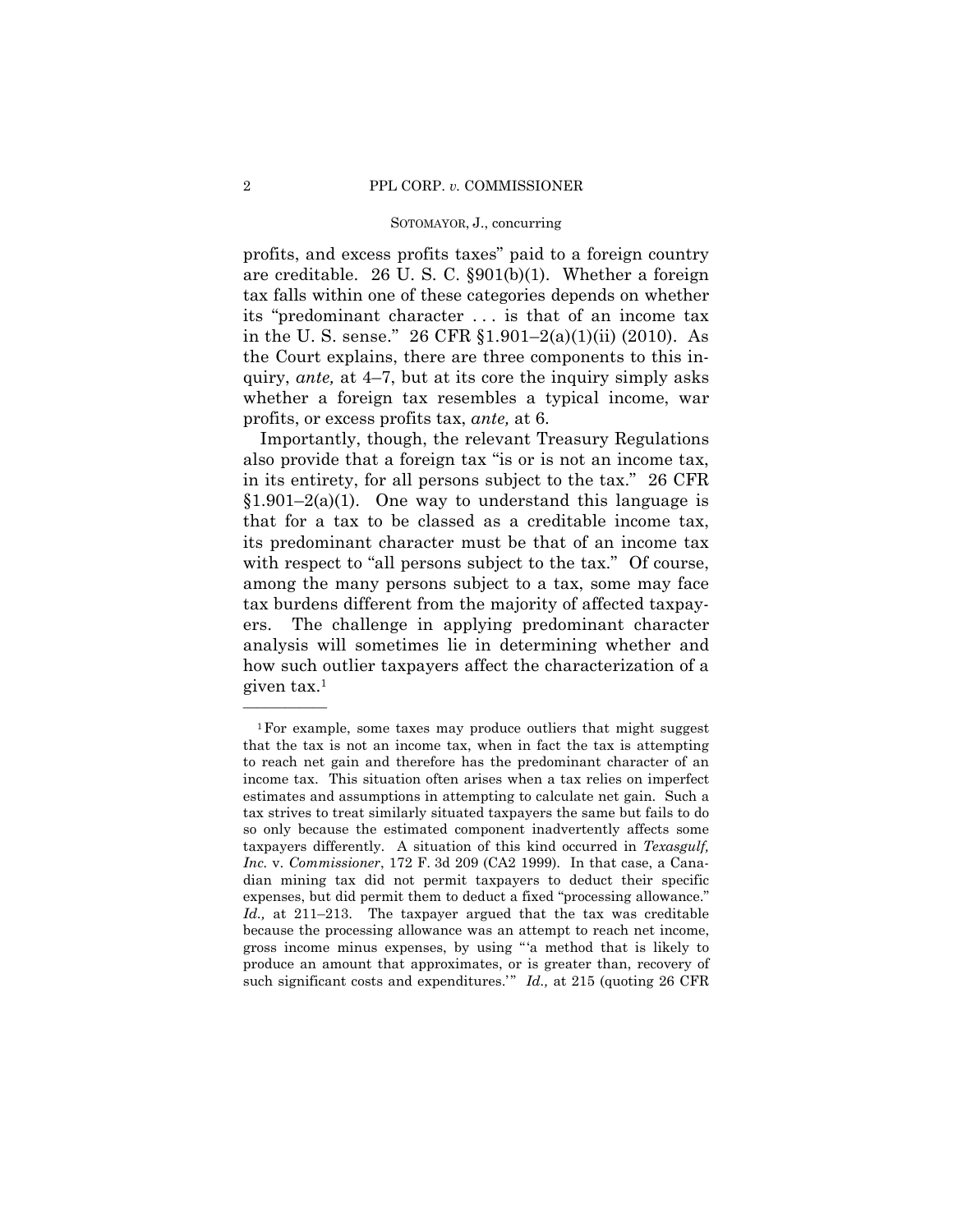profits, and excess profits taxes" paid to a foreign country are creditable. 26 U. S. C. §901(b)(1). Whether a foreign tax falls within one of these categories depends on whether its "predominant character . . . is that of an income tax in the U. S. sense." 26 CFR §1.901–2(a)(1)(ii) (2010). As the Court explains, there are three components to this inquiry, *ante,* at 4–7, but at its core the inquiry simply asks whether a foreign tax resembles a typical income, war profits, or excess profits tax, *ante,* at 6.

Importantly, though, the relevant Treasury Regulations also provide that a foreign tax "is or is not an income tax, in its entirety, for all persons subject to the tax." 26 CFR §1.901–2(a)(1). One way to understand this language is that for a tax to be classed as a creditable income tax, its predominant character must be that of an income tax with respect to "all persons subject to the tax." Of course, among the many persons subject to a tax, some may face tax burdens different from the majority of affected taxpayers. The challenge in applying predominant character analysis will sometimes lie in determining whether and how such outlier taxpayers affect the characterization of a given tax.[1]

---

[1] For example, some taxes may produce outliers that might suggest that the tax is not an income tax, when in fact the tax is attempting to reach net gain and therefore has the predominant character of an income tax. This situation often arises when a tax relies on imperfect estimates and assumptions in attempting to calculate net gain. Such a tax strives to treat similarly situated taxpayers the same but fails to do so only because the estimated component inadvertently affects some taxpayers differently. A situation of this kind occurred in *Texasgulf, Inc.* v. *Commissioner*, 172 F. 3d 209 (CA2 1999). In that case, a Canadian mining tax did not permit taxpayers to deduct their specific expenses, but did permit them to deduct a fixed "processing allowance." *Id.,* at 211–213. The taxpayer argued that the tax was creditable because the processing allowance was an attempt to reach net income, gross income minus expenses, by using "'a method that is likely to produce an amount that approximates, or is greater than, recovery of such significant costs and expenditures.'" *Id.,* at 215 (quoting 26 CFR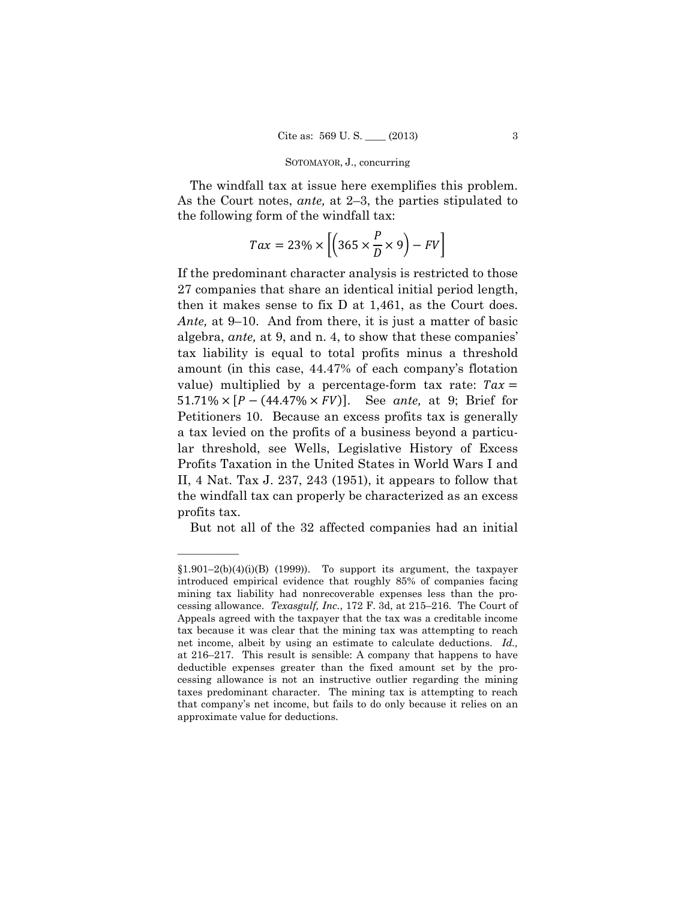The windfall tax at issue here exemplifies this problem. As the Court notes, *ante,* at 2–3, the parties stipulated to the following form of the windfall tax:

$$Tax = 23\% \times \left[\left(365 \times \frac{P}{D} \times 9\right) - FV\right]$$

If the predominant character analysis is restricted to those 27 companies that share an identical initial period length, then it makes sense to fix D at 1,461, as the Court does. *Ante,* at 9–10. And from there, it is just a matter of basic algebra, *ante,* at 9, and n. 4, to show that these companies' tax liability is equal to total profits minus a threshold amount (in this case, 44.47% of each company's flotation value) multiplied by a percentage-form tax rate: $Tax = 51.71\% \times [P - (44.47\% \times FV)]$. See *ante,* at 9; Brief for Petitioners 10. Because an excess profits tax is generally a tax levied on the profits of a business beyond a particular threshold, see Wells, Legislative History of Excess Profits Taxation in the United States in World Wars I and II, 4 Nat. Tax J. 237, 243 (1951), it appears to follow that the windfall tax can properly be characterized as an excess profits tax.

But not all of the 32 affected companies had an initial

---

§1.901–2(b)(4)(i)(B) (1999)). To support its argument, the taxpayer introduced empirical evidence that roughly 85% of companies facing mining tax liability had nonrecoverable expenses less than the processing allowance. *Texasgulf, Inc.*, 172 F. 3d, at 215–216. The Court of Appeals agreed with the taxpayer that the tax was a creditable income tax because it was clear that the mining tax was attempting to reach net income, albeit by using an estimate to calculate deductions. *Id.,* at 216–217. This result is sensible: A company that happens to have deductible expenses greater than the fixed amount set by the processing allowance is not an instructive outlier regarding the mining taxes predominant character. The mining tax is attempting to reach that company's net income, but fails to do only because it relies on an approximate value for deductions.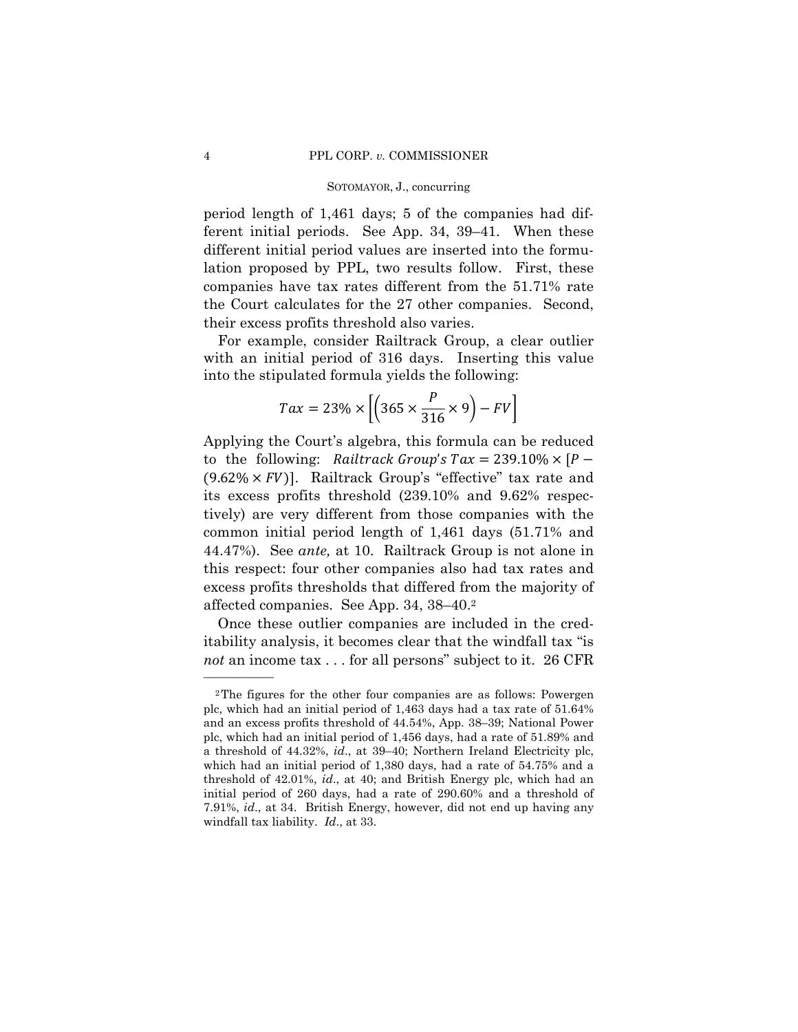period length of 1,461 days; 5 of the companies had different initial periods. See App. 34, 39–41. When these different initial period values are inserted into the formulation proposed by PPL, two results follow. First, these companies have tax rates different from the 51.71% rate the Court calculates for the 27 other companies. Second, their excess profits threshold also varies.

For example, consider Railtrack Group, a clear outlier with an initial period of 316 days. Inserting this value into the stipulated formula yields the following:

$$Tax = 23\% \times \left[\left(365 \times \frac{P}{316} \times 9\right) - FV\right]$$

Applying the Court's algebra, this formula can be reduced to the following: $Railtrack\ Group's\ Tax = 239.10\% \times [P - (9.62\% \times FV)]$. Railtrack Group's "effective" tax rate and its excess profits threshold (239.10% and 9.62% respectively) are very different from those companies with the common initial period length of 1,461 days (51.71% and 44.47%). See *ante,* at 10. Railtrack Group is not alone in this respect: four other companies also had tax rates and excess profits thresholds that differed from the majority of affected companies. See App. 34, 38–40.[2]

Once these outlier companies are included in the creditability analysis, it becomes clear that the windfall tax "is *not* an income tax . . . for all persons" subject to it. 26 CFR

---

[2] The figures for the other four companies are as follows: Powergen plc, which had an initial period of 1,463 days had a tax rate of 51.64% and an excess profits threshold of 44.54%, App. 38–39; National Power plc, which had an initial period of 1,456 days, had a rate of 51.89% and a threshold of 44.32%, *id*., at 39–40; Northern Ireland Electricity plc, which had an initial period of 1,380 days, had a rate of 54.75% and a threshold of 42.01%, *id*., at 40; and British Energy plc, which had an initial period of 260 days, had a rate of 290.60% and a threshold of 7.91%, *id*., at 34. British Energy, however, did not end up having any windfall tax liability. *Id*., at 33.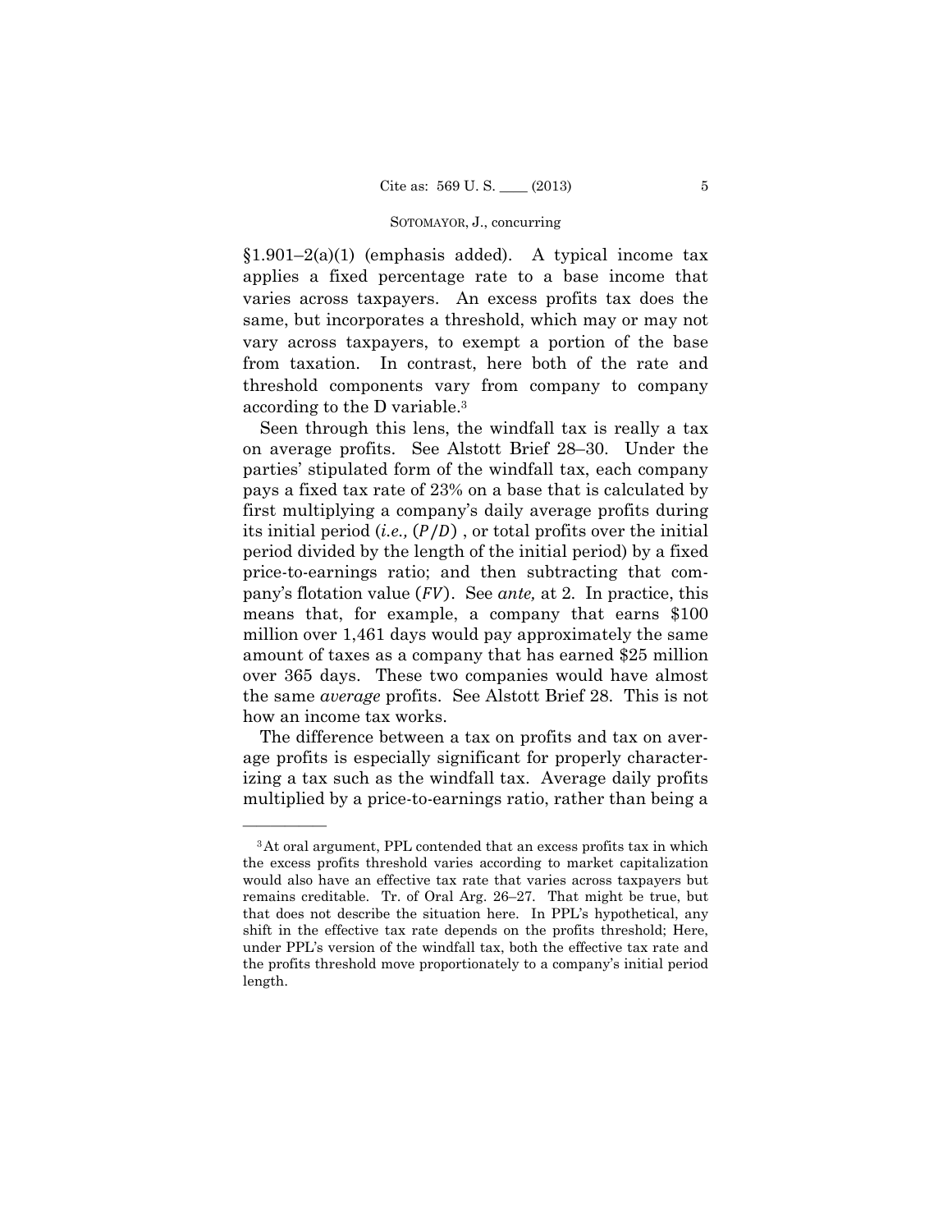§1.901–2(a)(1) (emphasis added). A typical income tax applies a fixed percentage rate to a base income that varies across taxpayers. An excess profits tax does the same, but incorporates a threshold, which may or may not vary across taxpayers, to exempt a portion of the base from taxation. In contrast, here both of the rate and threshold components vary from company to company according to the D variable.[3]

Seen through this lens, the windfall tax is really a tax on average profits. See Alstott Brief 28–30. Under the parties' stipulated form of the windfall tax, each company pays a fixed tax rate of 23% on a base that is calculated by first multiplying a company's daily average profits during its initial period (*i.e.,* $(P/D)$ , or total profits over the initial period divided by the length of the initial period) by a fixed price-to-earnings ratio; and then subtracting that company's flotation value $(FV)$. See *ante,* at 2. In practice, this means that, for example, a company that earns $100 million over 1,461 days would pay approximately the same amount of taxes as a company that has earned $25 million over 365 days. These two companies would have almost the same *average* profits. See Alstott Brief 28. This is not how an income tax works.

The difference between a tax on profits and tax on average profits is especially significant for properly characterizing a tax such as the windfall tax. Average daily profits multiplied by a price-to-earnings ratio, rather than being a

---

[3] At oral argument, PPL contended that an excess profits tax in which the excess profits threshold varies according to market capitalization would also have an effective tax rate that varies across taxpayers but remains creditable. Tr. of Oral Arg. 26–27. That might be true, but that does not describe the situation here. In PPL's hypothetical, any shift in the effective tax rate depends on the profits threshold; Here, under PPL's version of the windfall tax, both the effective tax rate and the profits threshold move proportionately to a company's initial period length.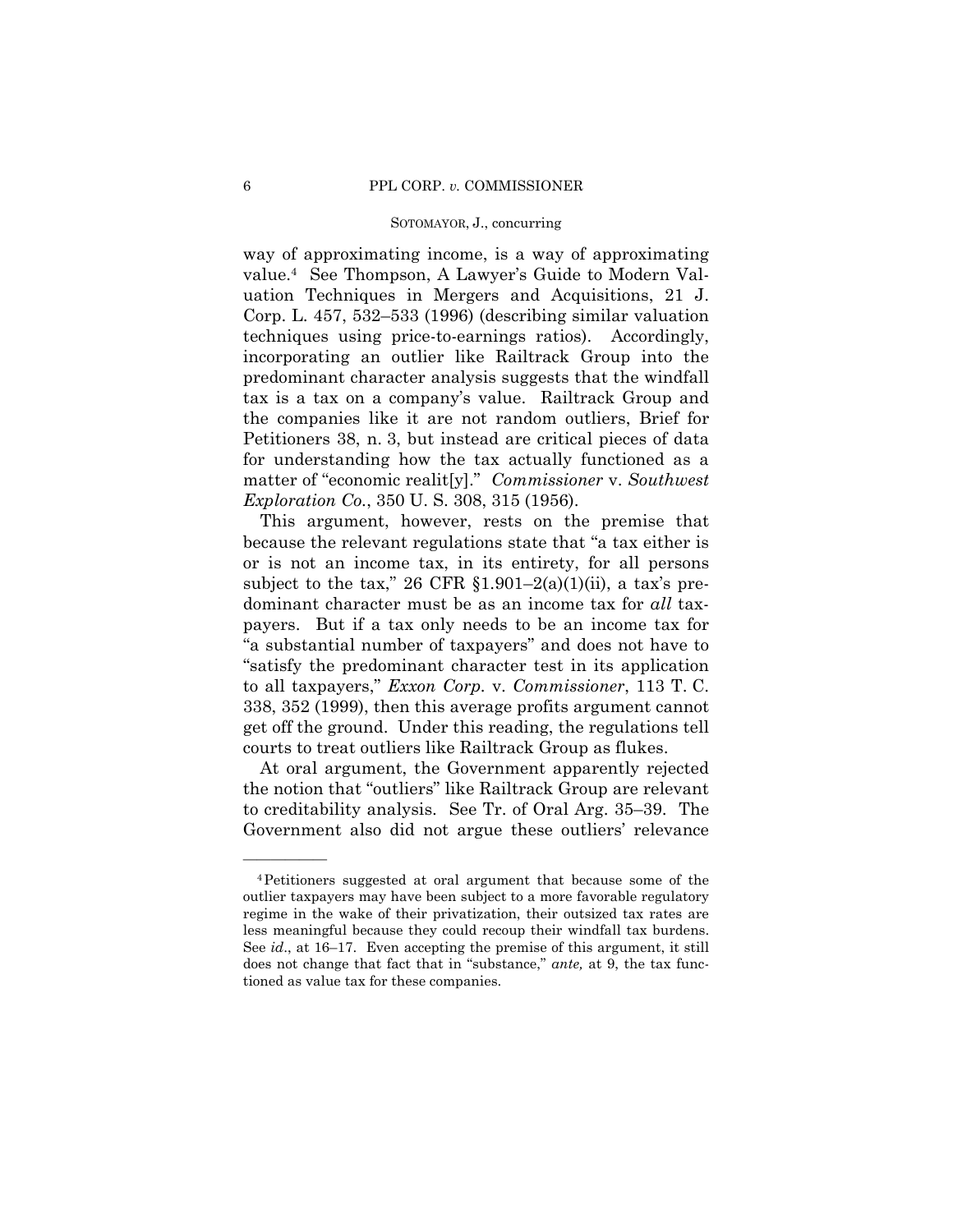way of approximating income, is a way of approximating value.[4] See Thompson, A Lawyer's Guide to Modern Valuation Techniques in Mergers and Acquisitions, 21 J. Corp. L. 457, 532–533 (1996) (describing similar valuation techniques using price-to-earnings ratios). Accordingly, incorporating an outlier like Railtrack Group into the predominant character analysis suggests that the windfall tax is a tax on a company's value. Railtrack Group and the companies like it are not random outliers, Brief for Petitioners 38, n. 3, but instead are critical pieces of data for understanding how the tax actually functioned as a matter of "economic realit[y]." *Commissioner* v. *Southwest Exploration Co.*, 350 U. S. 308, 315 (1956).

This argument, however, rests on the premise that because the relevant regulations state that "a tax either is or is not an income tax, in its entirety, for all persons subject to the tax," 26 CFR §1.901–2(a)(1)(ii), a tax's predominant character must be as an income tax for *all* taxpayers. But if a tax only needs to be an income tax for "a substantial number of taxpayers" and does not have to "satisfy the predominant character test in its application to all taxpayers," *Exxon Corp.* v. *Commissioner*, 113 T. C. 338, 352 (1999), then this average profits argument cannot get off the ground. Under this reading, the regulations tell courts to treat outliers like Railtrack Group as flukes.

At oral argument, the Government apparently rejected the notion that "outliers" like Railtrack Group are relevant to creditability analysis. See Tr. of Oral Arg. 35–39. The Government also did not argue these outliers' relevance

---

[4] Petitioners suggested at oral argument that because some of the outlier taxpayers may have been subject to a more favorable regulatory regime in the wake of their privatization, their outsized tax rates are less meaningful because they could recoup their windfall tax burdens. See *id*., at 16–17. Even accepting the premise of this argument, it still does not change that fact that in "substance," *ante,* at 9, the tax functioned as value tax for these companies.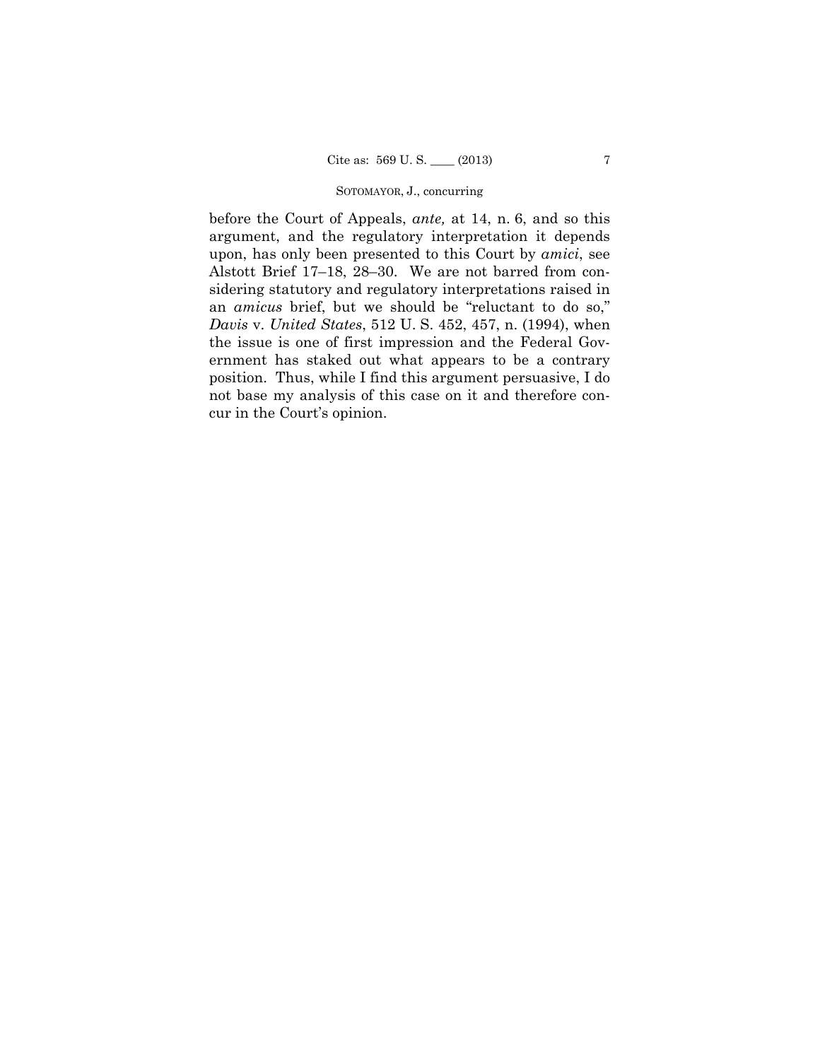before the Court of Appeals, *ante,* at 14, n. 6, and so this argument, and the regulatory interpretation it depends upon, has only been presented to this Court by *amici*, see Alstott Brief 17–18, 28–30. We are not barred from considering statutory and regulatory interpretations raised in an *amicus* brief, but we should be "reluctant to do so," *Davis* v. *United States*, 512 U. S. 452, 457, n. (1994), when the issue is one of first impression and the Federal Government has staked out what appears to be a contrary position. Thus, while I find this argument persuasive, I do not base my analysis of this case on it and therefore concur in the Court's opinion.